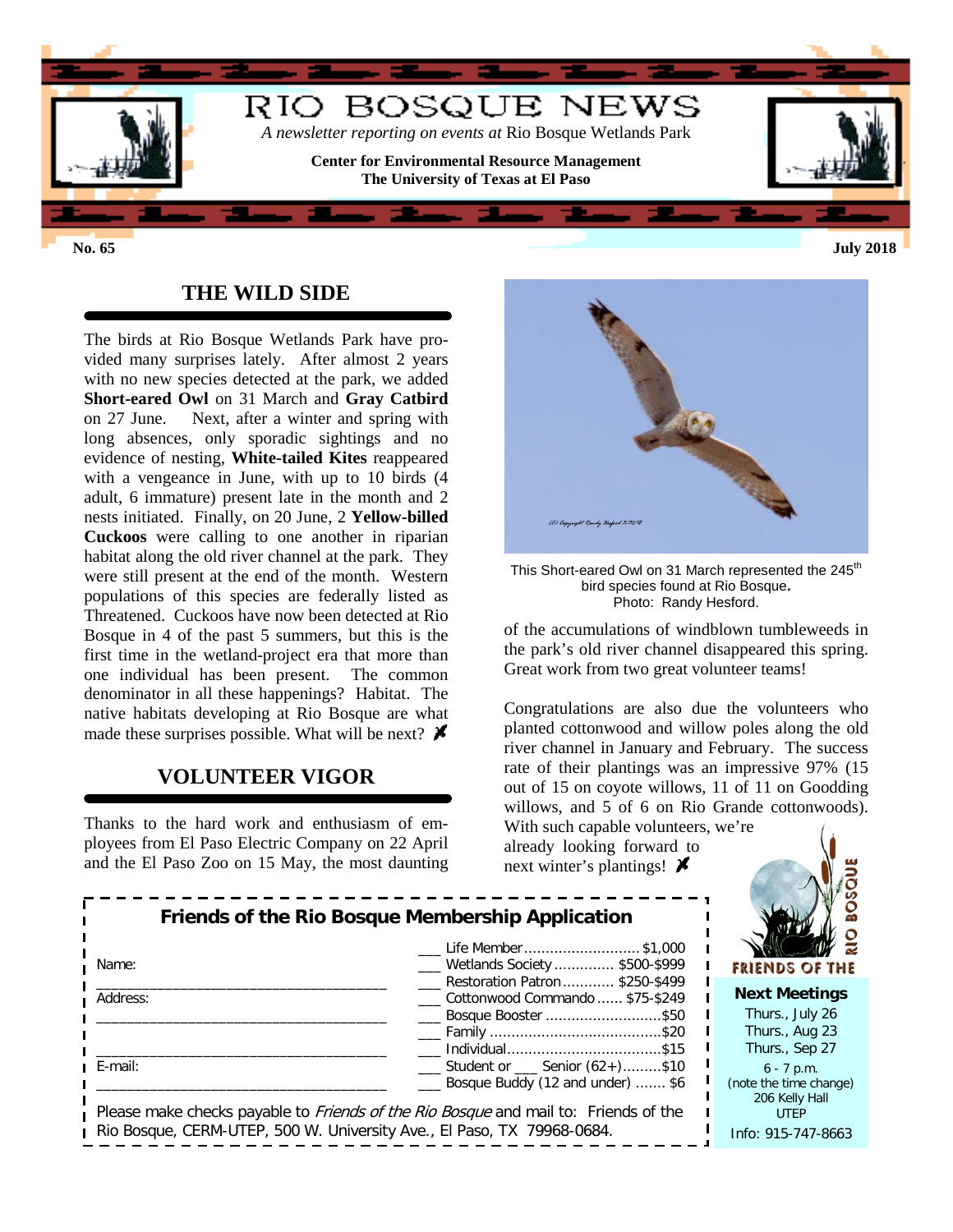# RIO BOSQUE NEWS

*A newsletter reporting on events at* Rio Bosque Wetlands Park

**Center for Environmental Resource Management**
**The University of Texas at El Paso**

**No. 65** **July 2018**

## THE WILD SIDE

The birds at Rio Bosque Wetlands Park have provided many surprises lately. After almost 2 years with no new species detected at the park, we added **Short-eared Owl** on 31 March and **Gray Catbird** on 27 June. Next, after a winter and spring with long absences, only sporadic sightings and no evidence of nesting, **White-tailed Kites** reappeared with a vengeance in June, with up to 10 birds (4 adult, 6 immature) present late in the month and 2 nests initiated. Finally, on 20 June, 2 **Yellow-billed Cuckoos** were calling to one another in riparian habitat along the old river channel at the park. They were still present at the end of the month. Western populations of this species are federally listed as Threatened. Cuckoos have now been detected at Rio Bosque in 4 of the past 5 summers, but this is the first time in the wetland-project era that more than one individual has been present. The common denominator in all these happenings? Habitat. The native habitats developing at Rio Bosque are what made these surprises possible. What will be next?

This Short-eared Owl on 31 March represented the 245th bird species found at Rio Bosque. Photo: Randy Hesford.

## VOLUNTEER VIGOR

Thanks to the hard work and enthusiasm of employees from El Paso Electric Company on 22 April and the El Paso Zoo on 15 May, the most daunting of the accumulations of windblown tumbleweeds in the park's old river channel disappeared this spring. Great work from two great volunteer teams!

Congratulations are also due the volunteers who planted cottonwood and willow poles along the old river channel in January and February. The success rate of their plantings was an impressive 97% (15 out of 15 on coyote willows, 11 of 11 on Goodding willows, and 5 of 6 on Rio Grande cottonwoods). With such capable volunteers, we're already looking forward to next winter's plantings!

### Friends of the Rio Bosque Membership Application

Name: ____________________________________

Address: ____________________________________

____________________________________

E-mail: ____________________________________

- ___ Life Member ........................... $1,000
- ___ Wetlands Society .............. $500-$999
- ___ Restoration Patron ............ $250-$499
- ___ Cottonwood Commando ...... $75-$249
- ___ Bosque Booster ........................... $50
- ___ Family ........................................ $20
- ___ Individual .................................... $15
- ___ Student or ___ Senior (62+) ......... $10
- ___ Bosque Buddy (12 and under) ....... $6

Please make checks payable to *Friends of the Rio Bosque* and mail to: Friends of the Rio Bosque, CERM-UTEP, 500 W. University Ave., El Paso, TX 79968-0684.

FRIENDS OF THE RIO BOSQUE

**Next Meetings**

Thurs., July 26
Thurs., Aug 23
Thurs., Sep 27

6 - 7 p.m.
(note the time change)
206 Kelly Hall
UTEP

Info: 915-747-8663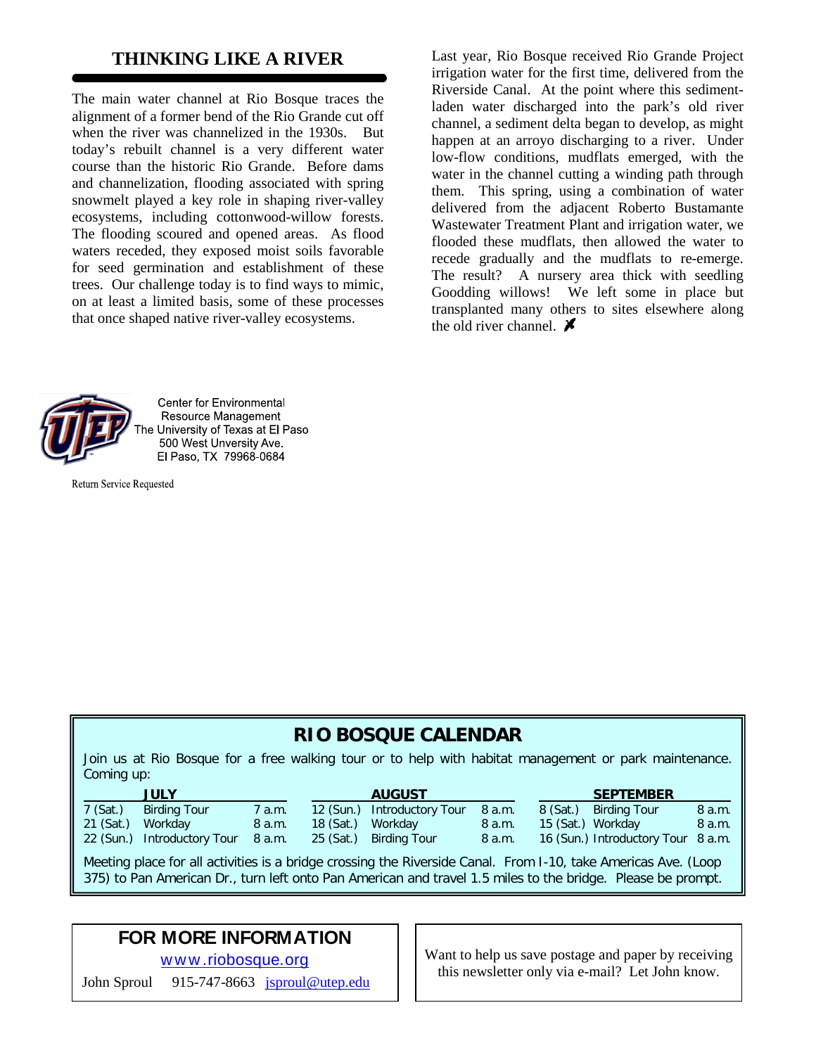## THINKING LIKE A RIVER

The main water channel at Rio Bosque traces the alignment of a former bend of the Rio Grande cut off when the river was channelized in the 1930s. But today's rebuilt channel is a very different water course than the historic Rio Grande. Before dams and channelization, flooding associated with spring snowmelt played a key role in shaping river-valley ecosystems, including cottonwood-willow forests. The flooding scoured and opened areas. As flood waters receded, they exposed moist soils favorable for seed germination and establishment of these trees. Our challenge today is to find ways to mimic, on at least a limited basis, some of these processes that once shaped native river-valley ecosystems.

Last year, Rio Bosque received Rio Grande Project irrigation water for the first time, delivered from the Riverside Canal. At the point where this sediment-laden water discharged into the park's old river channel, a sediment delta began to develop, as might happen at an arroyo discharging to a river. Under low-flow conditions, mudflats emerged, with the water in the channel cutting a winding path through them. This spring, using a combination of water delivered from the adjacent Roberto Bustamante Wastewater Treatment Plant and irrigation water, we flooded these mudflats, then allowed the water to recede gradually and the mudflats to re-emerge. The result? A nursery area thick with seedling Goodding willows! We left some in place but transplanted many others to sites elsewhere along the old river channel.

Center for Environmental Resource Management
The University of Texas at El Paso
500 West Unversity Ave.
El Paso, TX 79968-0684

Return Service Requested

## RIO BOSQUE CALENDAR

Join us at Rio Bosque for a free walking tour or to help with habitat management or park maintenance. Coming up:

| JULY | | | AUGUST | | | SEPTEMBER | | |
|---|---|---|---|---|---|---|---|---|
| 7 (Sat.) | Birding Tour | 7 a.m. | 12 (Sun.) | Introductory Tour | 8 a.m. | 8 (Sat.) | Birding Tour | 8 a.m. |
| 21 (Sat.) | Workday | 8 a.m. | 18 (Sat.) | Workday | 8 a.m. | 15 (Sat.) | Workday | 8 a.m. |
| 22 (Sun.) | Introductory Tour | 8 a.m. | 25 (Sat.) | Birding Tour | 8 a.m. | 16 (Sun.) | Introductory Tour | 8 a.m. |

Meeting place for all activities is a bridge crossing the Riverside Canal. From I-10, take Americas Ave. (Loop 375) to Pan American Dr., turn left onto Pan American and travel 1.5 miles to the bridge. Please be prompt.

## FOR MORE INFORMATION

www.riobosque.org

John Sproul 915-747-8663 jsproul@utep.edu

Want to help us save postage and paper by receiving this newsletter only via e-mail? Let John know.